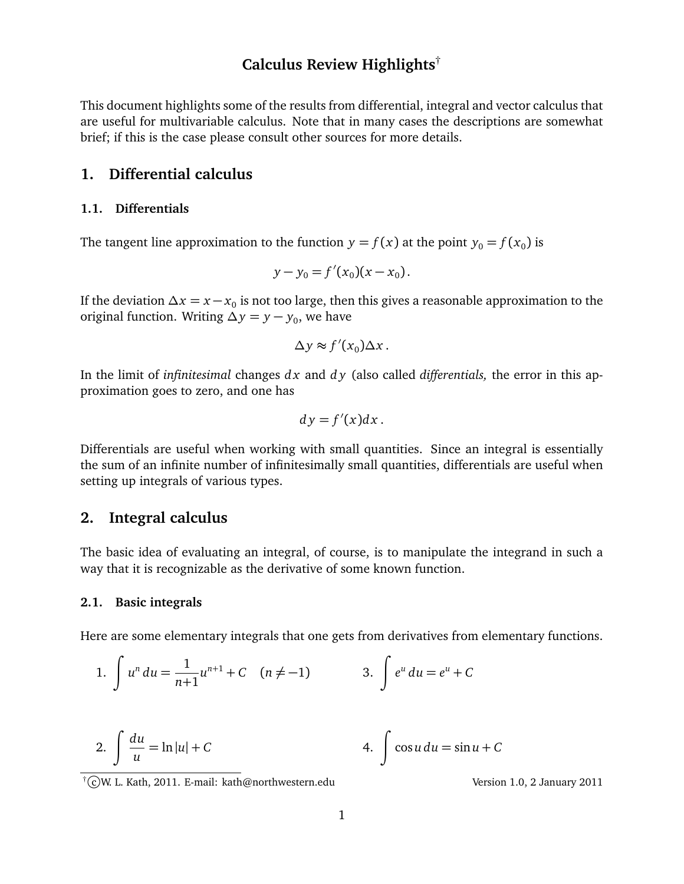# Calculus Review Highlights[†]

This document highlights some of the results from differential, integral and vector calculus that are useful for multivariable calculus. Note that in many cases the descriptions are somewhat brief; if this is the case please consult other sources for more details.

## 1. Differential calculus

### 1.1. Differentials

The tangent line approximation to the function $y = f(x)$ at the point $y_0 = f(x_0)$ is

$$y - y_0 = f'(x_0)(x - x_0)\,.$$

If the deviation $\Delta x = x - x_0$ is not too large, then this gives a reasonable approximation to the original function. Writing $\Delta y = y - y_0$, we have

$$\Delta y \approx f'(x_0)\Delta x\,.$$

In the limit of *infinitesimal* changes $dx$ and $dy$ (also called *differentials,* the error in this approximation goes to zero, and one has

$$dy = f'(x)dx\,.$$

Differentials are useful when working with small quantities. Since an integral is essentially the sum of an infinite number of infinitesimally small quantities, differentials are useful when setting up integrals of various types.

## 2. Integral calculus

The basic idea of evaluating an integral, of course, is to manipulate the integrand in such a way that it is recognizable as the derivative of some known function.

### 2.1. Basic integrals

Here are some elementary integrals that one gets from derivatives from elementary functions.

1. $\displaystyle\int u^n\,du = \frac{1}{n+1}u^{n+1} + C \quad (n \neq -1)$

2. $\displaystyle\int \frac{du}{u} = \ln|u| + C$

3. $\displaystyle\int e^u\,du = e^u + C$

4. $\displaystyle\int \cos u\,du = \sin u + C$

[†] ©W. L. Kath, 2011. E-mail: kath@northwestern.edu — Version 1.0, 2 January 2011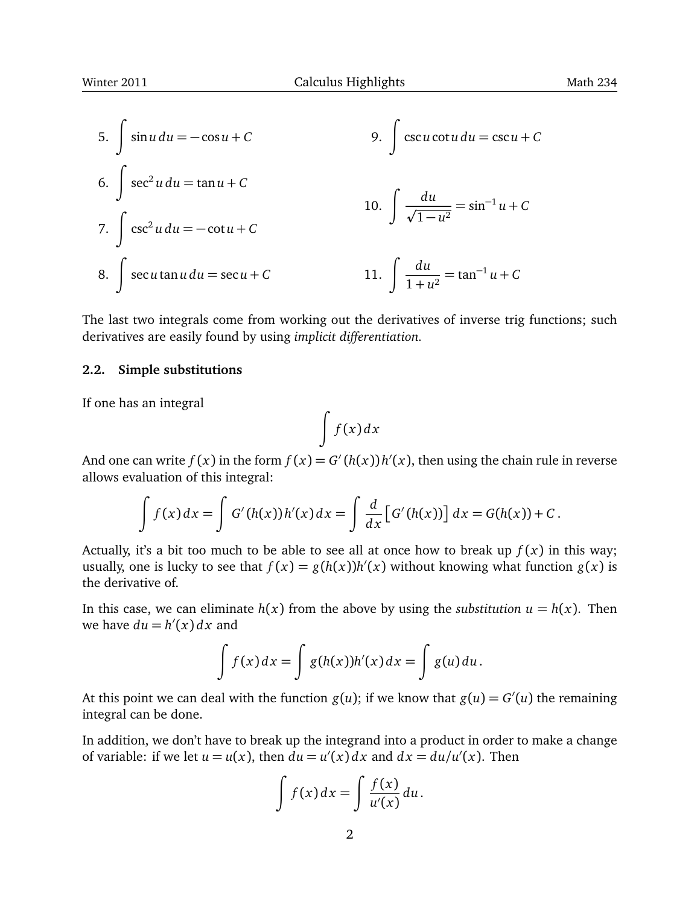5. $\displaystyle\int \sin u \, du = -\cos u + C$

6. $\displaystyle\int \sec^2 u \, du = \tan u + C$

7. $\displaystyle\int \csc^2 u \, du = -\cot u + C$

8. $\displaystyle\int \sec u \tan u \, du = \sec u + C$

9. $\displaystyle\int \csc u \cot u \, du = \csc u + C$

10. $\displaystyle\int \frac{du}{\sqrt{1-u^2}} = \sin^{-1} u + C$

11. $\displaystyle\int \frac{du}{1+u^2} = \tan^{-1} u + C$

The last two integrals come from working out the derivatives of inverse trig functions; such derivatives are easily found by using *implicit differentiation*.

### 2.2. Simple substitutions

If one has an integral

$$\int f(x)\, dx$$

And one can write $f(x)$ in the form $f(x) = G'(h(x))h'(x)$, then using the chain rule in reverse allows evaluation of this integral:

$$\int f(x)\, dx = \int G'(h(x))h'(x)\, dx = \int \frac{d}{dx}\left[G'(h(x))\right] dx = G(h(x)) + C\,.$$

Actually, it's a bit too much to be able to see all at once how to break up $f(x)$ in this way; usually, one is lucky to see that $f(x) = g(h(x))h'(x)$ without knowing what function $g(x)$ is the derivative of.

In this case, we can eliminate $h(x)$ from the above by using the *substitution* $u = h(x)$. Then we have $du = h'(x)\, dx$ and

$$\int f(x)\, dx = \int g(h(x))h'(x)\, dx = \int g(u)\, du\,.$$

At this point we can deal with the function $g(u)$; if we know that $g(u) = G'(u)$ the remaining integral can be done.

In addition, we don't have to break up the integrand into a product in order to make a change of variable: if we let $u = u(x)$, then $du = u'(x)\, dx$ and $dx = du/u'(x)$. Then

$$\int f(x)\, dx = \int \frac{f(x)}{u'(x)}\, du\,.$$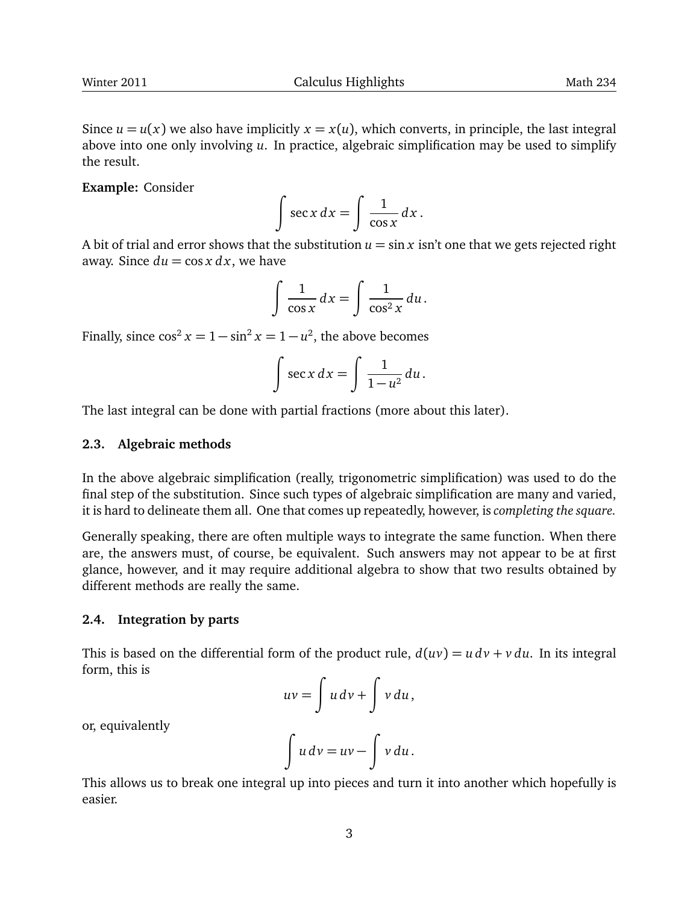Since $u = u(x)$ we also have implicitly $x = x(u)$, which converts, in principle, the last integral above into one only involving $u$. In practice, algebraic simplification may be used to simplify the result.

**Example:** Consider

$$\int \sec x \, dx = \int \frac{1}{\cos x} \, dx \,.$$

A bit of trial and error shows that the substitution $u = \sin x$ isn't one that we gets rejected right away. Since $du = \cos x \, dx$, we have

$$\int \frac{1}{\cos x} \, dx = \int \frac{1}{\cos^2 x} \, du \,.$$

Finally, since $\cos^2 x = 1 - \sin^2 x = 1 - u^2$, the above becomes

$$\int \sec x \, dx = \int \frac{1}{1 - u^2} \, du \,.$$

The last integral can be done with partial fractions (more about this later).

### 2.3. Algebraic methods

In the above algebraic simplification (really, trigonometric simplification) was used to do the final step of the substitution. Since such types of algebraic simplification are many and varied, it is hard to delineate them all. One that comes up repeatedly, however, is *completing the square.*

Generally speaking, there are often multiple ways to integrate the same function. When there are, the answers must, of course, be equivalent. Such answers may not appear to be at first glance, however, and it may require additional algebra to show that two results obtained by different methods are really the same.

### 2.4. Integration by parts

This is based on the differential form of the product rule, $d(uv) = u \, dv + v \, du$. In its integral form, this is

$$uv = \int u \, dv + \int v \, du \,,$$

or, equivalently

$$\int u \, dv = uv - \int v \, du \,.$$

This allows us to break one integral up into pieces and turn it into another which hopefully is easier.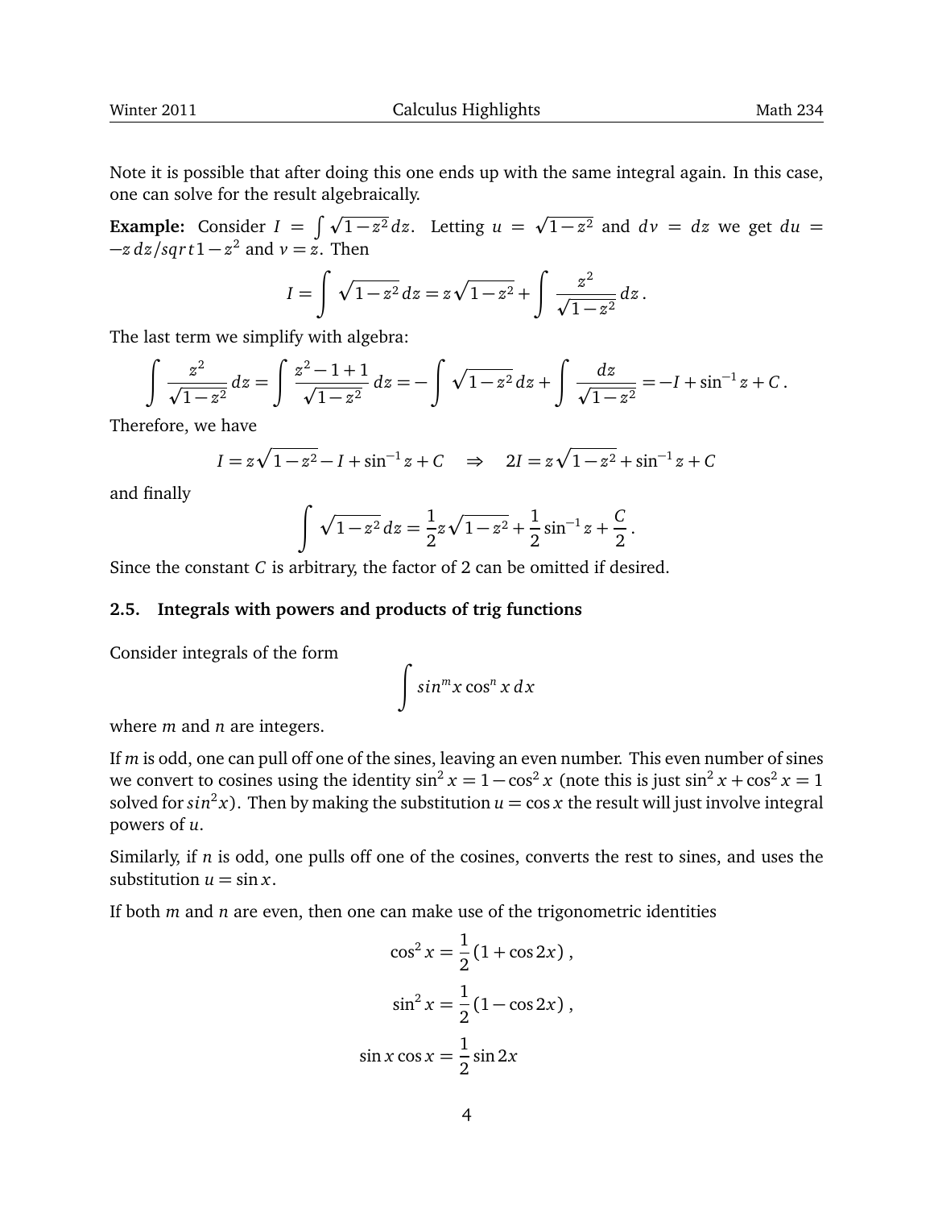Note it is possible that after doing this one ends up with the same integral again. In this case, one can solve for the result algebraically.

**Example:** Consider $I = \int \sqrt{1-z^2}\,dz$. Letting $u = \sqrt{1-z^2}$ and $dv = dz$ we get $du = -z\,dz/sqrt1-z^2$ and $v = z$. Then

$$I = \int \sqrt{1-z^2}\,dz = z\sqrt{1-z^2} + \int \frac{z^2}{\sqrt{1-z^2}}\,dz\,.$$

The last term we simplify with algebra:

$$\int \frac{z^2}{\sqrt{1-z^2}}\,dz = \int \frac{z^2-1+1}{\sqrt{1-z^2}}\,dz = -\int \sqrt{1-z^2}\,dz + \int \frac{dz}{\sqrt{1-z^2}} = -I + \sin^{-1} z + C\,.$$

Therefore, we have

$$I = z\sqrt{1-z^2} - I + \sin^{-1} z + C \quad \Rightarrow \quad 2I = z\sqrt{1-z^2} + \sin^{-1} z + C$$

and finally

$$\int \sqrt{1-z^2}\,dz = \frac{1}{2}z\sqrt{1-z^2} + \frac{1}{2}\sin^{-1} z + \frac{C}{2}\,.$$

Since the constant $C$ is arbitrary, the factor of 2 can be omitted if desired.

### 2.5. Integrals with powers and products of trig functions

Consider integrals of the form

$$\int sin^m x \cos^n x\,dx$$

where $m$ and $n$ are integers.

If $m$ is odd, one can pull off one of the sines, leaving an even number. This even number of sines we convert to cosines using the identity $\sin^2 x = 1 - \cos^2 x$ (note this is just $\sin^2 x + \cos^2 x = 1$ solved for $sin^2 x$). Then by making the substitution $u = \cos x$ the result will just involve integral powers of $u$.

Similarly, if $n$ is odd, one pulls off one of the cosines, converts the rest to sines, and uses the substitution $u = \sin x$.

If both $m$ and $n$ are even, then one can make use of the trigonometric identities

$$\cos^2 x = \frac{1}{2}(1 + \cos 2x)\,,$$

$$\sin^2 x = \frac{1}{2}(1 - \cos 2x)\,,$$

$$\sin x \cos x = \frac{1}{2}\sin 2x$$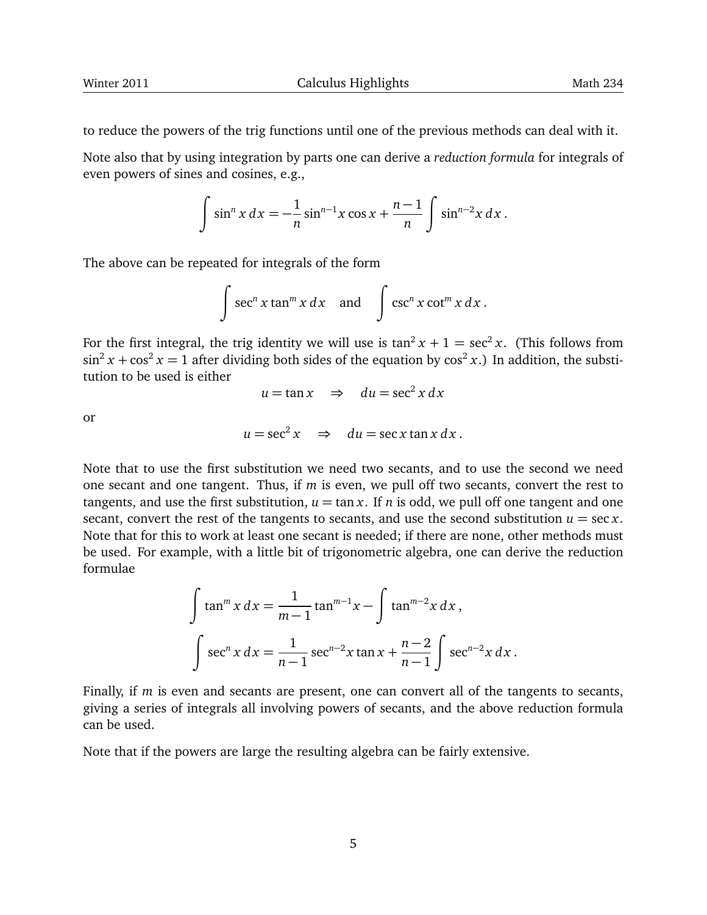to reduce the powers of the trig functions until one of the previous methods can deal with it.

Note also that by using integration by parts one can derive a *reduction formula* for integrals of even powers of sines and cosines, e.g.,

$$\int \sin^n x \, dx = -\frac{1}{n} \sin^{n-1} x \cos x + \frac{n-1}{n} \int \sin^{n-2} x \, dx \,.$$

The above can be repeated for integrals of the form

$$\int \sec^n x \tan^m x \, dx \quad \text{and} \quad \int \csc^n x \cot^m x \, dx \,.$$

For the first integral, the trig identity we will use is $\tan^2 x + 1 = \sec^2 x$. (This follows from $\sin^2 x + \cos^2 x = 1$ after dividing both sides of the equation by $\cos^2 x$.) In addition, the substitution to be used is either

$$u = \tan x \quad \Rightarrow \quad du = \sec^2 x \, dx$$

or

$$u = \sec^2 x \quad \Rightarrow \quad du = \sec x \tan x \, dx \,.$$

Note that to use the first substitution we need two secants, and to use the second we need one secant and one tangent. Thus, if $m$ is even, we pull off two secants, convert the rest to tangents, and use the first substitution, $u = \tan x$. If $n$ is odd, we pull off one tangent and one secant, convert the rest of the tangents to secants, and use the second substitution $u = \sec x$. Note that for this to work at least one secant is needed; if there are none, other methods must be used. For example, with a little bit of trigonometric algebra, one can derive the reduction formulae

$$\int \tan^m x \, dx = \frac{1}{m-1} \tan^{m-1} x - \int \tan^{m-2} x \, dx \,,$$

$$\int \sec^n x \, dx = \frac{1}{n-1} \sec^{n-2} x \tan x + \frac{n-2}{n-1} \int \sec^{n-2} x \, dx \,.$$

Finally, if $m$ is even and secants are present, one can convert all of the tangents to secants, giving a series of integrals all involving powers of secants, and the above reduction formula can be used.

Note that if the powers are large the resulting algebra can be fairly extensive.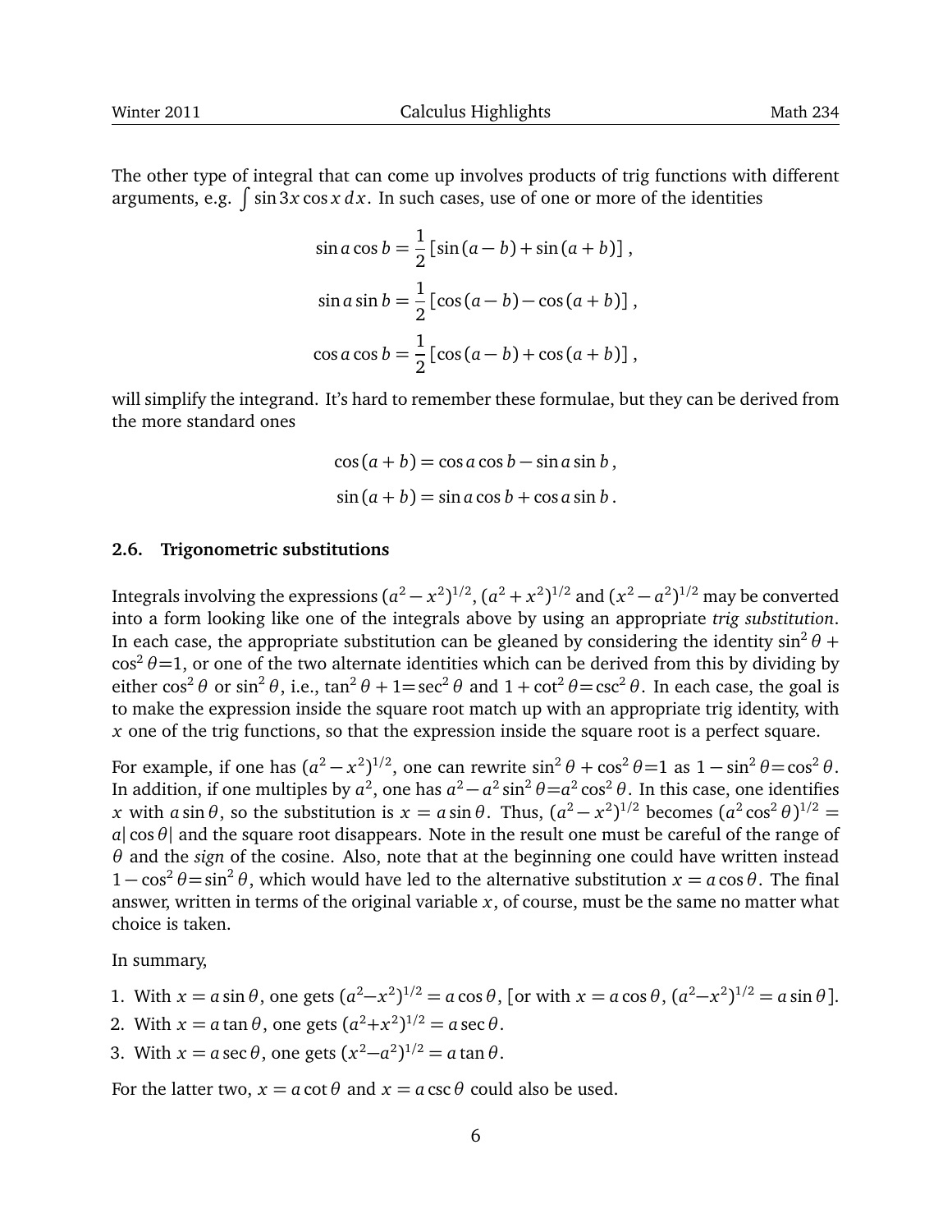The other type of integral that can come up involves products of trig functions with different arguments, e.g. $\int \sin 3x \cos x \, dx$. In such cases, use of one or more of the identities

$$\sin a \cos b = \frac{1}{2}\left[\sin(a-b) + \sin(a+b)\right],$$

$$\sin a \sin b = \frac{1}{2}\left[\cos(a-b) - \cos(a+b)\right],$$

$$\cos a \cos b = \frac{1}{2}\left[\cos(a-b) + \cos(a+b)\right],$$

will simplify the integrand. It's hard to remember these formulae, but they can be derived from the more standard ones

$$\cos(a+b) = \cos a \cos b - \sin a \sin b,$$

$$\sin(a+b) = \sin a \cos b + \cos a \sin b.$$

### 2.6. Trigonometric substitutions

Integrals involving the expressions $(a^2 - x^2)^{1/2}$, $(a^2 + x^2)^{1/2}$ and $(x^2 - a^2)^{1/2}$ may be converted into a form looking like one of the integrals above by using an appropriate *trig substitution*. In each case, the appropriate substitution can be gleaned by considering the identity $\sin^2\theta + \cos^2\theta = 1$, or one of the two alternate identities which can be derived from this by dividing by either $\cos^2\theta$ or $\sin^2\theta$, i.e., $\tan^2\theta + 1 = \sec^2\theta$ and $1 + \cot^2\theta = \csc^2\theta$. In each case, the goal is to make the expression inside the square root match up with an appropriate trig identity, with $x$ one of the trig functions, so that the expression inside the square root is a perfect square.

For example, if one has $(a^2 - x^2)^{1/2}$, one can rewrite $\sin^2\theta + \cos^2\theta = 1$ as $1 - \sin^2\theta = \cos^2\theta$. In addition, if one multiples by $a^2$, one has $a^2 - a^2\sin^2\theta = a^2\cos^2\theta$. In this case, one identifies $x$ with $a\sin\theta$, so the substitution is $x = a\sin\theta$. Thus, $(a^2 - x^2)^{1/2}$ becomes $(a^2\cos^2\theta)^{1/2} = a|\cos\theta|$ and the square root disappears. Note in the result one must be careful of the range of $\theta$ and the *sign* of the cosine. Also, note that at the beginning one could have written instead $1 - \cos^2\theta = \sin^2\theta$, which would have led to the alternative substitution $x = a\cos\theta$. The final answer, written in terms of the original variable $x$, of course, must be the same no matter what choice is taken.

In summary,

1. With $x = a\sin\theta$, one gets $(a^2 - x^2)^{1/2} = a\cos\theta$, [or with $x = a\cos\theta$, $(a^2 - x^2)^{1/2} = a\sin\theta$].
2. With $x = a\tan\theta$, one gets $(a^2 + x^2)^{1/2} = a\sec\theta$.
3. With $x = a\sec\theta$, one gets $(x^2 - a^2)^{1/2} = a\tan\theta$.

For the latter two, $x = a\cot\theta$ and $x = a\csc\theta$ could also be used.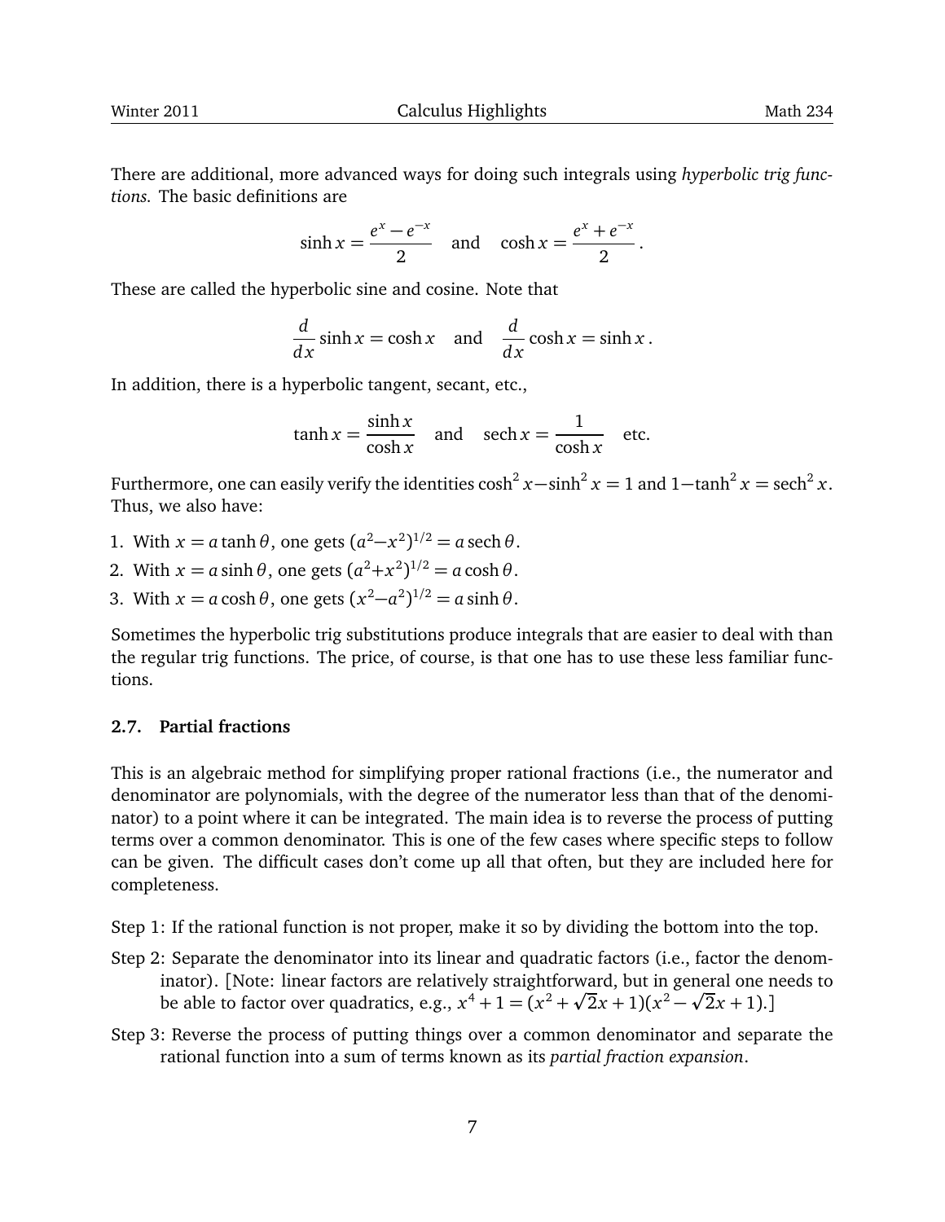There are additional, more advanced ways for doing such integrals using *hyperbolic trig functions.* The basic definitions are

$$\sinh x = \frac{e^x - e^{-x}}{2} \quad \text{and} \quad \cosh x = \frac{e^x + e^{-x}}{2}\,.$$

These are called the hyperbolic sine and cosine. Note that

$$\frac{d}{dx}\sinh x = \cosh x \quad \text{and} \quad \frac{d}{dx}\cosh x = \sinh x\,.$$

In addition, there is a hyperbolic tangent, secant, etc.,

$$\tanh x = \frac{\sinh x}{\cosh x} \quad \text{and} \quad \operatorname{sech} x = \frac{1}{\cosh x} \quad \text{etc.}$$

Furthermore, one can easily verify the identities $\cosh^2 x - \sinh^2 x = 1$ and $1 - \tanh^2 x = \operatorname{sech}^2 x$. Thus, we also have:

1. With $x = a\tanh\theta$, one gets $(a^2 - x^2)^{1/2} = a\operatorname{sech}\theta$.
2. With $x = a\sinh\theta$, one gets $(a^2 + x^2)^{1/2} = a\cosh\theta$.
3. With $x = a\cosh\theta$, one gets $(x^2 - a^2)^{1/2} = a\sinh\theta$.

Sometimes the hyperbolic trig substitutions produce integrals that are easier to deal with than the regular trig functions. The price, of course, is that one has to use these less familiar functions.

### 2.7. Partial fractions

This is an algebraic method for simplifying proper rational fractions (i.e., the numerator and denominator are polynomials, with the degree of the numerator less than that of the denominator) to a point where it can be integrated. The main idea is to reverse the process of putting terms over a common denominator. This is one of the few cases where specific steps to follow can be given. The difficult cases don't come up all that often, but they are included here for completeness.

Step 1: If the rational function is not proper, make it so by dividing the bottom into the top.

Step 2: Separate the denominator into its linear and quadratic factors (i.e., factor the denominator). [Note: linear factors are relatively straightforward, but in general one needs to be able to factor over quadratics, e.g., $x^4 + 1 = (x^2 + \sqrt{2}x + 1)(x^2 - \sqrt{2}x + 1)$.]

Step 3: Reverse the process of putting things over a common denominator and separate the rational function into a sum of terms known as its *partial fraction expansion*.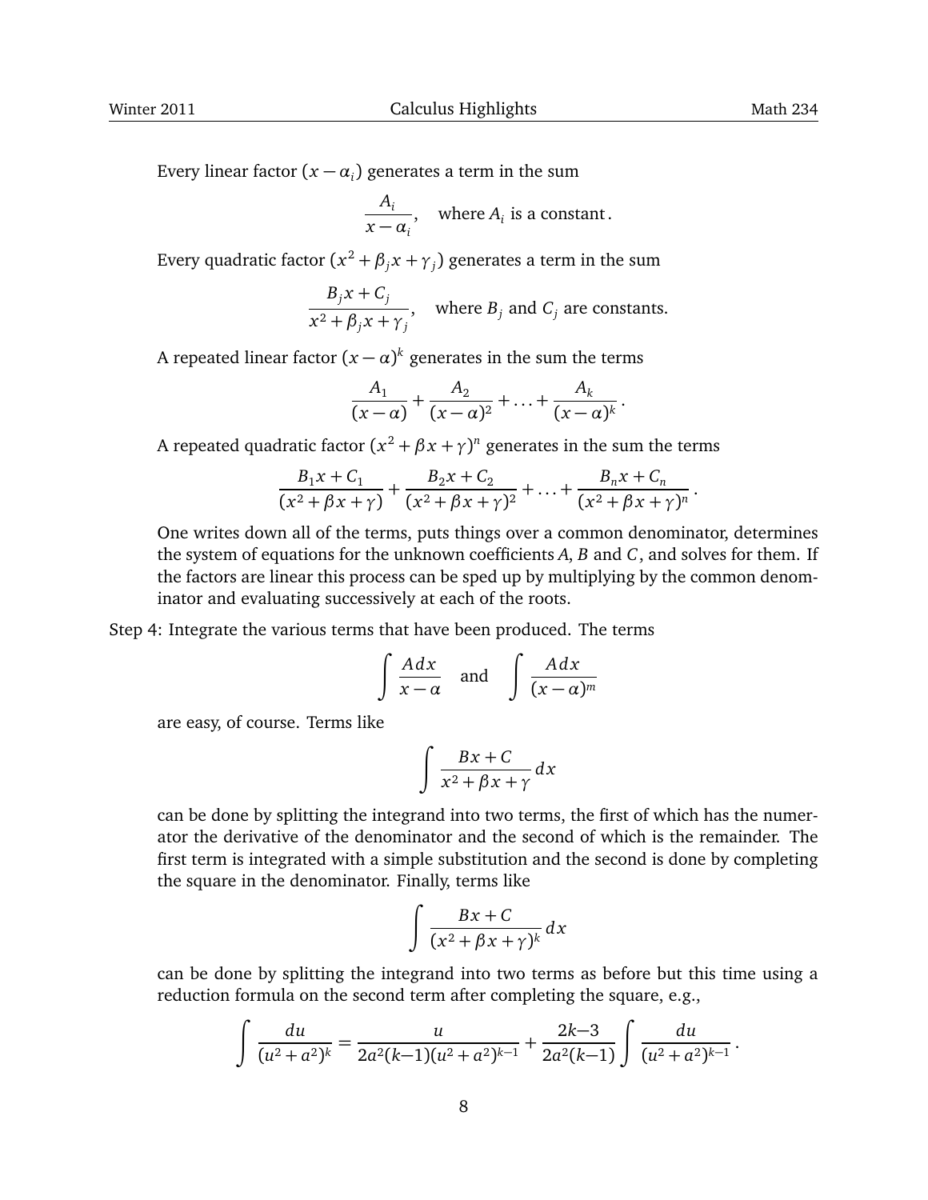Every linear factor $(x - \alpha_i)$ generates a term in the sum

$$\frac{A_i}{x - \alpha_i}, \quad \text{where } A_i \text{ is a constant}.$$

Every quadratic factor $(x^2 + \beta_j x + \gamma_j)$ generates a term in the sum

$$\frac{B_j x + C_j}{x^2 + \beta_j x + \gamma_j}, \quad \text{where } B_j \text{ and } C_j \text{ are constants.}$$

A repeated linear factor $(x - \alpha)^k$ generates in the sum the terms

$$\frac{A_1}{(x - \alpha)} + \frac{A_2}{(x - \alpha)^2} + \ldots + \frac{A_k}{(x - \alpha)^k}.$$

A repeated quadratic factor $(x^2 + \beta x + \gamma)^n$ generates in the sum the terms

$$\frac{B_1 x + C_1}{(x^2 + \beta x + \gamma)} + \frac{B_2 x + C_2}{(x^2 + \beta x + \gamma)^2} + \ldots + \frac{B_n x + C_n}{(x^2 + \beta x + \gamma)^n}.$$

One writes down all of the terms, puts things over a common denominator, determines the system of equations for the unknown coefficients $A$, $B$ and $C$, and solves for them. If the factors are linear this process can be sped up by multiplying by the common denominator and evaluating successively at each of the roots.

Step 4: Integrate the various terms that have been produced. The terms

$$\int \frac{A\,dx}{x - \alpha} \quad \text{and} \quad \int \frac{A\,dx}{(x - \alpha)^m}$$

are easy, of course. Terms like

$$\int \frac{Bx + C}{x^2 + \beta x + \gamma}\,dx$$

can be done by splitting the integrand into two terms, the first of which has the numerator the derivative of the denominator and the second of which is the remainder. The first term is integrated with a simple substitution and the second is done by completing the square in the denominator. Finally, terms like

$$\int \frac{Bx + C}{(x^2 + \beta x + \gamma)^k}\,dx$$

can be done by splitting the integrand into two terms as before but this time using a reduction formula on the second term after completing the square, e.g.,

$$\int \frac{du}{(u^2 + a^2)^k} = \frac{u}{2a^2(k-1)(u^2 + a^2)^{k-1}} + \frac{2k-3}{2a^2(k-1)} \int \frac{du}{(u^2 + a^2)^{k-1}}.$$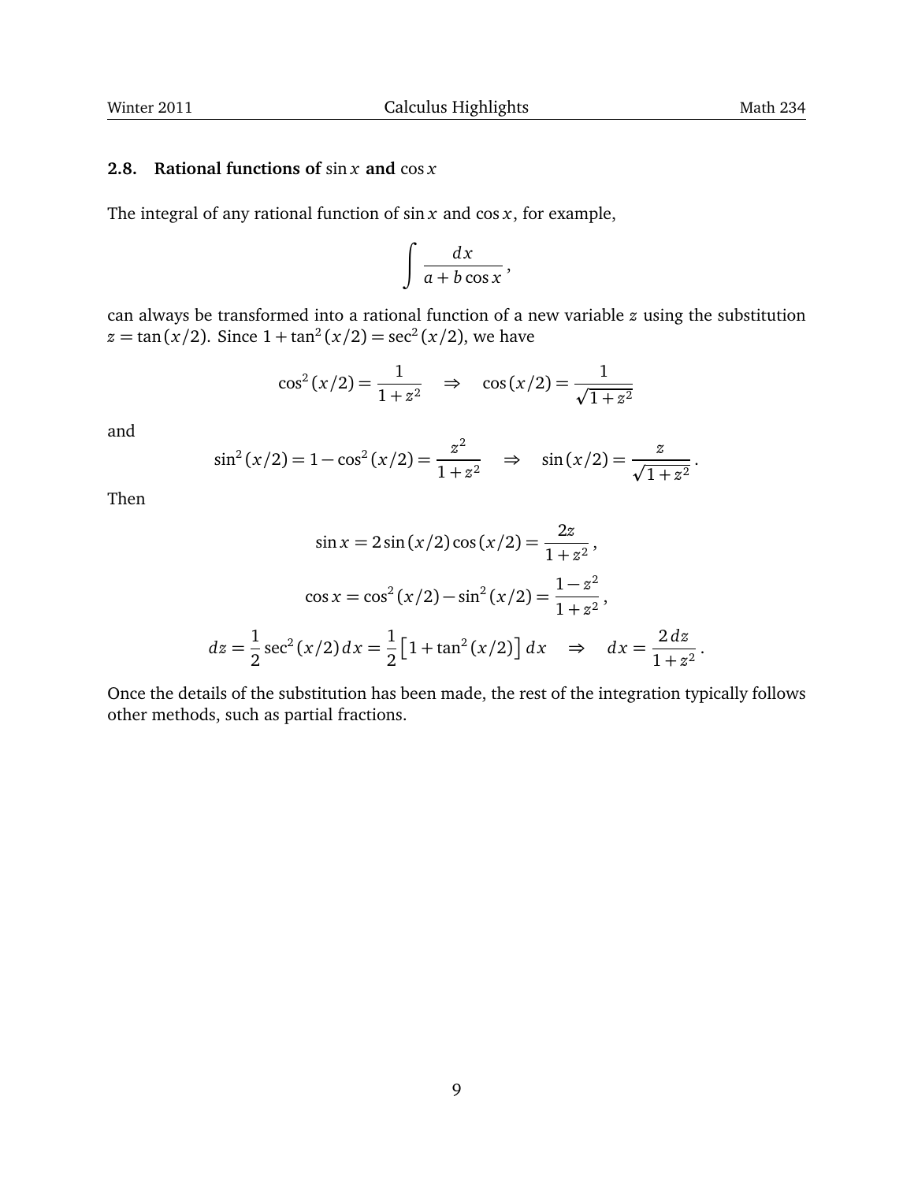## 2.8. Rational functions of $\sin x$ and $\cos x$

The integral of any rational function of $\sin x$ and $\cos x$, for example,

$$\int \frac{dx}{a + b\cos x},$$

can always be transformed into a rational function of a new variable $z$ using the substitution $z = \tan(x/2)$. Since $1 + \tan^2(x/2) = \sec^2(x/2)$, we have

$$\cos^2(x/2) = \frac{1}{1+z^2} \quad \Rightarrow \quad \cos(x/2) = \frac{1}{\sqrt{1+z^2}}$$

and

$$\sin^2(x/2) = 1 - \cos^2(x/2) = \frac{z^2}{1+z^2} \quad \Rightarrow \quad \sin(x/2) = \frac{z}{\sqrt{1+z^2}}.$$

Then

$$\sin x = 2\sin(x/2)\cos(x/2) = \frac{2z}{1+z^2},$$

$$\cos x = \cos^2(x/2) - \sin^2(x/2) = \frac{1-z^2}{1+z^2},$$

$$dz = \frac{1}{2}\sec^2(x/2)\,dx = \frac{1}{2}\left[1 + \tan^2(x/2)\right]dx \quad \Rightarrow \quad dx = \frac{2\,dz}{1+z^2}.$$

Once the details of the substitution has been made, the rest of the integration typically follows other methods, such as partial fractions.